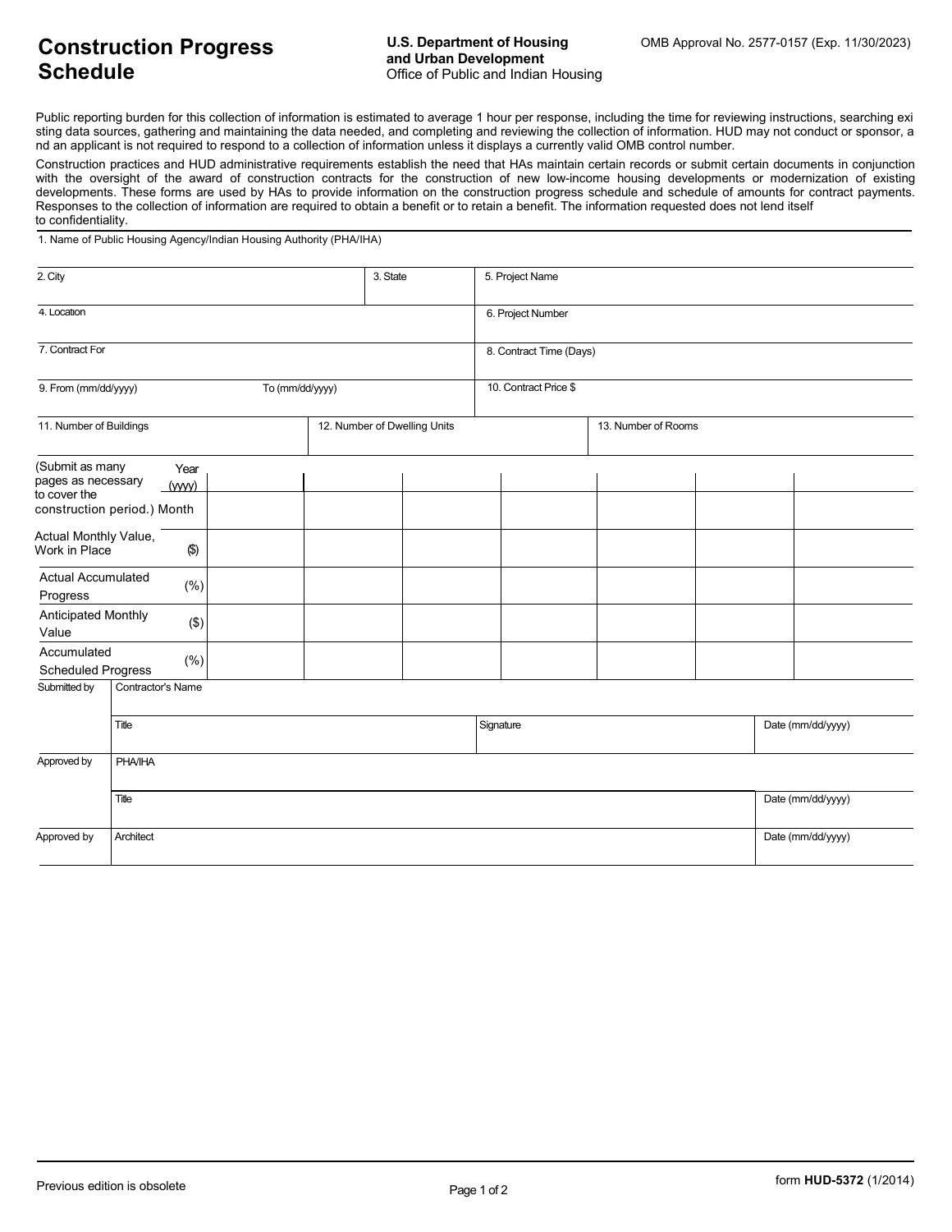# Construction Progress Schedule

**U.S. Department of Housing and Urban Development**
Office of Public and Indian Housing

OMB Approval No. 2577-0157 (Exp. 11/30/2023)

Public reporting burden for this collection of information is estimated to average 1 hour per response, including the time for reviewing instructions, searching existing data sources, gathering and maintaining the data needed, and completing and reviewing the collection of information. HUD may not conduct or sponsor, and an applicant is not required to respond to a collection of information unless it displays a currently valid OMB control number.

Construction practices and HUD administrative requirements establish the need that HAs maintain certain records or submit certain documents in conjunction with the oversight of the award of construction contracts for the construction of new low-income housing developments or modernization of existing developments. These forms are used by HAs to provide information on the construction progress schedule and schedule of amounts for contract payments. Responses to the collection of information are required to obtain a benefit or to retain a benefit. The information requested does not lend itself to confidentiality.

| | | |
|---|---|---|
| 1. Name of Public Housing Agency/Indian Housing Authority (PHA/IHA) | | |
| 2. City | 3. State | 5. Project Name |
| 4. Location | | 6. Project Number |
| 7. Contract For | | 8. Contract Time (Days) |
| 9. From (mm/dd/yyyy) To (mm/dd/yyyy) | | 10. Contract Price $ |
| 11. Number of Buildings | 12. Number of Dwelling Units | 13. Number of Rooms |

| (Submit as many pages as necessary to cover the construction period.) | | | | | | | | |
|---|---|---|---|---|---|---|---|---|
| Year (yyyy) | | | | | | | | |
| Month | | | | | | | | |
| Actual Monthly Value, Work in Place | ($) | | | | | | | |
| Actual Accumulated Progress | (%) | | | | | | | |
| Anticipated Monthly Value | ($) | | | | | | | |
| Accumulated Scheduled Progress | (%) | | | | | | | |

| | | | |
|---|---|---|---|
| Submitted by | Contractor's Name | | |
| | Title | Signature | Date (mm/dd/yyyy) |
| Approved by | PHA/IHA | | |
| | Title | | Date (mm/dd/yyyy) |
| Approved by | Architect | | Date (mm/dd/yyyy) |

Previous edition is obsolete

form **HUD-5372** (1/2014)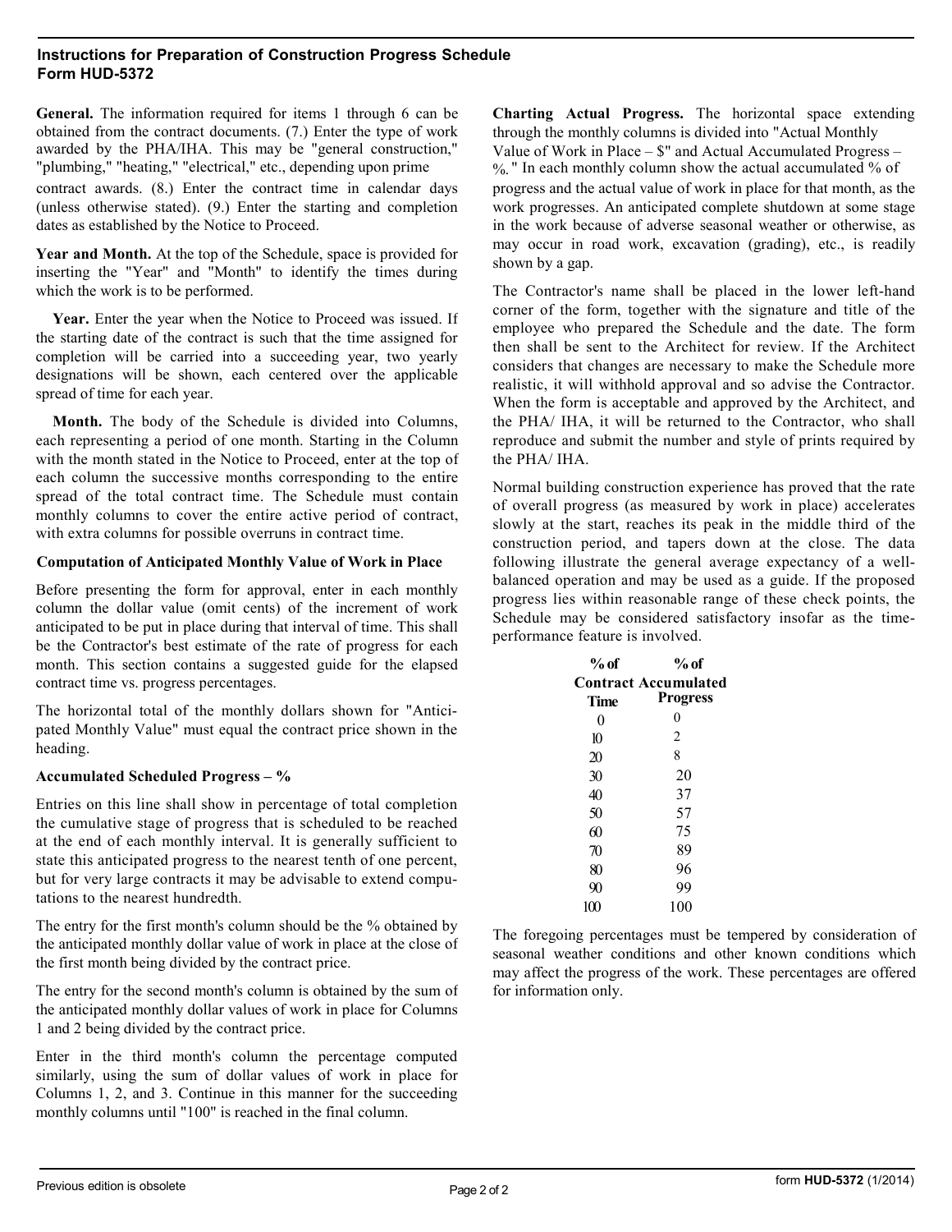## Instructions for Preparation of Construction Progress Schedule
## Form HUD-5372

**General.** The information required for items 1 through 6 can be obtained from the contract documents. (7.) Enter the type of work awarded by the PHA/IHA. This may be "general construction," "plumbing," "heating," "electrical," etc., depending upon prime contract awards. (8.) Enter the contract time in calendar days (unless otherwise stated). (9.) Enter the starting and completion dates as established by the Notice to Proceed.

**Year and Month.** At the top of the Schedule, space is provided for inserting the "Year" and "Month" to identify the times during which the work is to be performed.

**Year.** Enter the year when the Notice to Proceed was issued. If the starting date of the contract is such that the time assigned for completion will be carried into a succeeding year, two yearly designations will be shown, each centered over the applicable spread of time for each year.

**Month.** The body of the Schedule is divided into Columns, each representing a period of one month. Starting in the Column with the month stated in the Notice to Proceed, enter at the top of each column the successive months corresponding to the entire spread of the total contract time. The Schedule must contain monthly columns to cover the entire active period of contract, with extra columns for possible overruns in contract time.

**Computation of Anticipated Monthly Value of Work in Place**

Before presenting the form for approval, enter in each monthly column the dollar value (omit cents) of the increment of work anticipated to be put in place during that interval of time. This shall be the Contractor's best estimate of the rate of progress for each month. This section contains a suggested guide for the elapsed contract time vs. progress percentages.

The horizontal total of the monthly dollars shown for "Anticipated Monthly Value" must equal the contract price shown in the heading.

**Accumulated Scheduled Progress – %**

Entries on this line shall show in percentage of total completion the cumulative stage of progress that is scheduled to be reached at the end of each monthly interval. It is generally sufficient to state this anticipated progress to the nearest tenth of one percent, but for very large contracts it may be advisable to extend computations to the nearest hundredth.

The entry for the first month's column should be the % obtained by the anticipated monthly dollar value of work in place at the close of the first month being divided by the contract price.

The entry for the second month's column is obtained by the sum of the anticipated monthly dollar values of work in place for Columns 1 and 2 being divided by the contract price.

Enter in the third month's column the percentage computed similarly, using the sum of dollar values of work in place for Columns 1, 2, and 3. Continue in this manner for the succeeding monthly columns until "100" is reached in the final column.

**Charting Actual Progress.** The horizontal space extending through the monthly columns is divided into "Actual Monthly Value of Work in Place – $" and Actual Accumulated Progress – %." In each monthly column show the actual accumulated % of progress and the actual value of work in place for that month, as the work progresses. An anticipated complete shutdown at some stage in the work because of adverse seasonal weather or otherwise, as may occur in road work, excavation (grading), etc., is readily shown by a gap.

The Contractor's name shall be placed in the lower left-hand corner of the form, together with the signature and title of the employee who prepared the Schedule and the date. The form then shall be sent to the Architect for review. If the Architect considers that changes are necessary to make the Schedule more realistic, it will withhold approval and so advise the Contractor. When the form is acceptable and approved by the Architect, and the PHA/ IHA, it will be returned to the Contractor, who shall reproduce and submit the number and style of prints required by the PHA/ IHA.

Normal building construction experience has proved that the rate of overall progress (as measured by work in place) accelerates slowly at the start, reaches its peak in the middle third of the construction period, and tapers down at the close. The data following illustrate the general average expectancy of a well-balanced operation and may be used as a guide. If the proposed progress lies within reasonable range of these check points, the Schedule may be considered satisfactory insofar as the time-performance feature is involved.

| % of Contract Time | % of Accumulated Progress |
|---|---|
| 0 | 0 |
| 10 | 2 |
| 20 | 8 |
| 30 | 20 |
| 40 | 37 |
| 50 | 57 |
| 60 | 75 |
| 70 | 89 |
| 80 | 96 |
| 90 | 99 |
| 100 | 100 |

The foregoing percentages must be tempered by consideration of seasonal weather conditions and other known conditions which may affect the progress of the work. These percentages are offered for information only.

Previous edition is obsolete

form **HUD-5372** (1/2014)